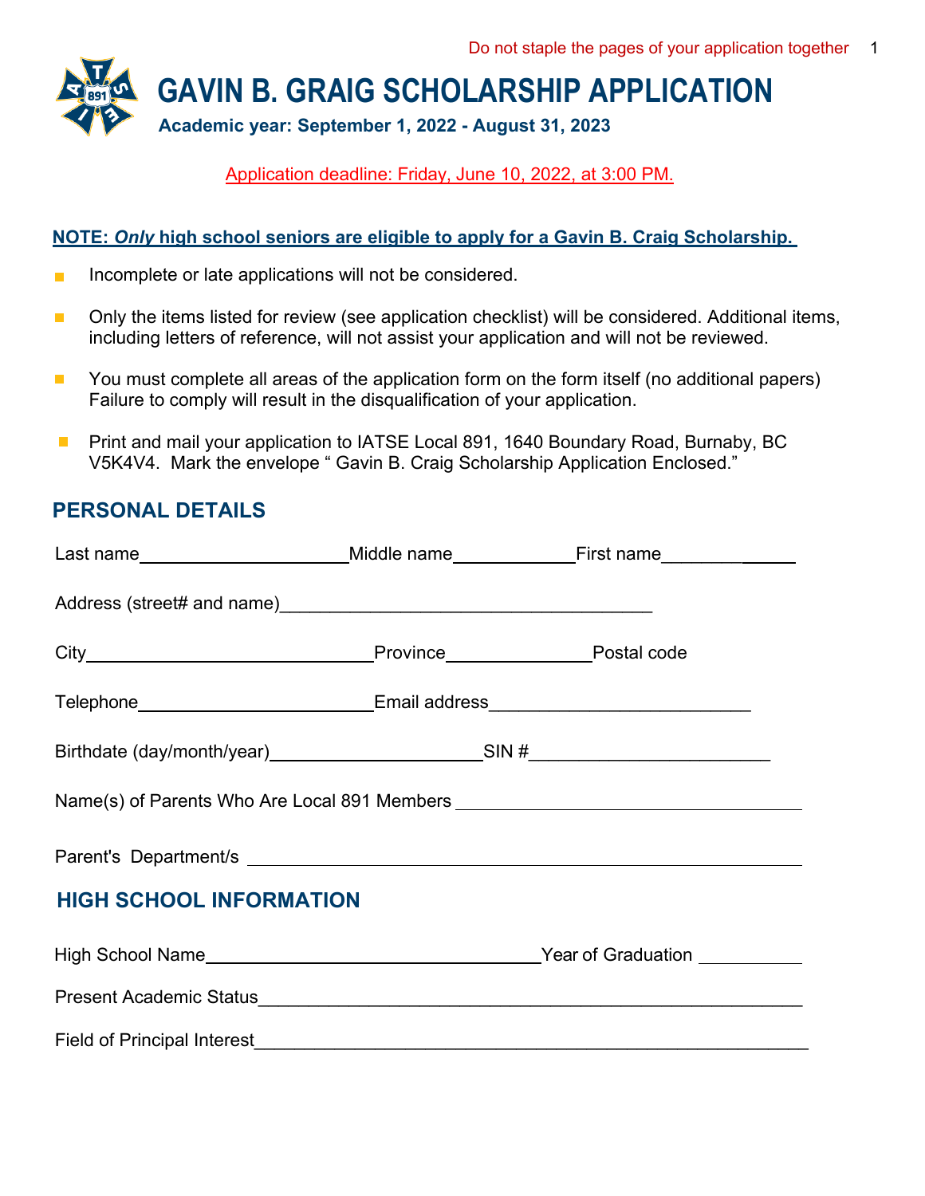Do not staple the pages of your application together

# GAVIN B. GRAIG SCHOLARSHIP APPLICATION

**Academic year: September 1, 2022 - August 31, 2023**

Application deadline: Friday, June 10, 2022, at 3:00 PM.

**NOTE: *Only* high school seniors are eligible to apply for a Gavin B. Craig Scholarship.**

- Incomplete or late applications will not be considered.
- Only the items listed for review (see application checklist) will be considered. Additional items, including letters of reference, will not assist your application and will not be reviewed.
- You must complete all areas of the application form on the form itself (no additional papers) Failure to comply will result in the disqualification of your application.
- Print and mail your application to IATSE Local 891, 1640 Boundary Road, Burnaby, BC V5K4V4. Mark the envelope " Gavin B. Craig Scholarship Application Enclosed."

## PERSONAL DETAILS

Last name____________________ Middle name____________ First name____________

Address (street# and name)____________________________________

City____________________________ Province______________ Postal code

Telephone________________________ Email address_________________________

Birthdate (day/month/year)_____________________ SIN #________________________

Name(s) of Parents Who Are Local 891 Members ___________________________________

Parent's Department/s ______________________________________________________

## HIGH SCHOOL INFORMATION

High School Name________________________________ Year of Graduation __________

Present Academic Status____________________________________________________

Field of Principal Interest____________________________________________________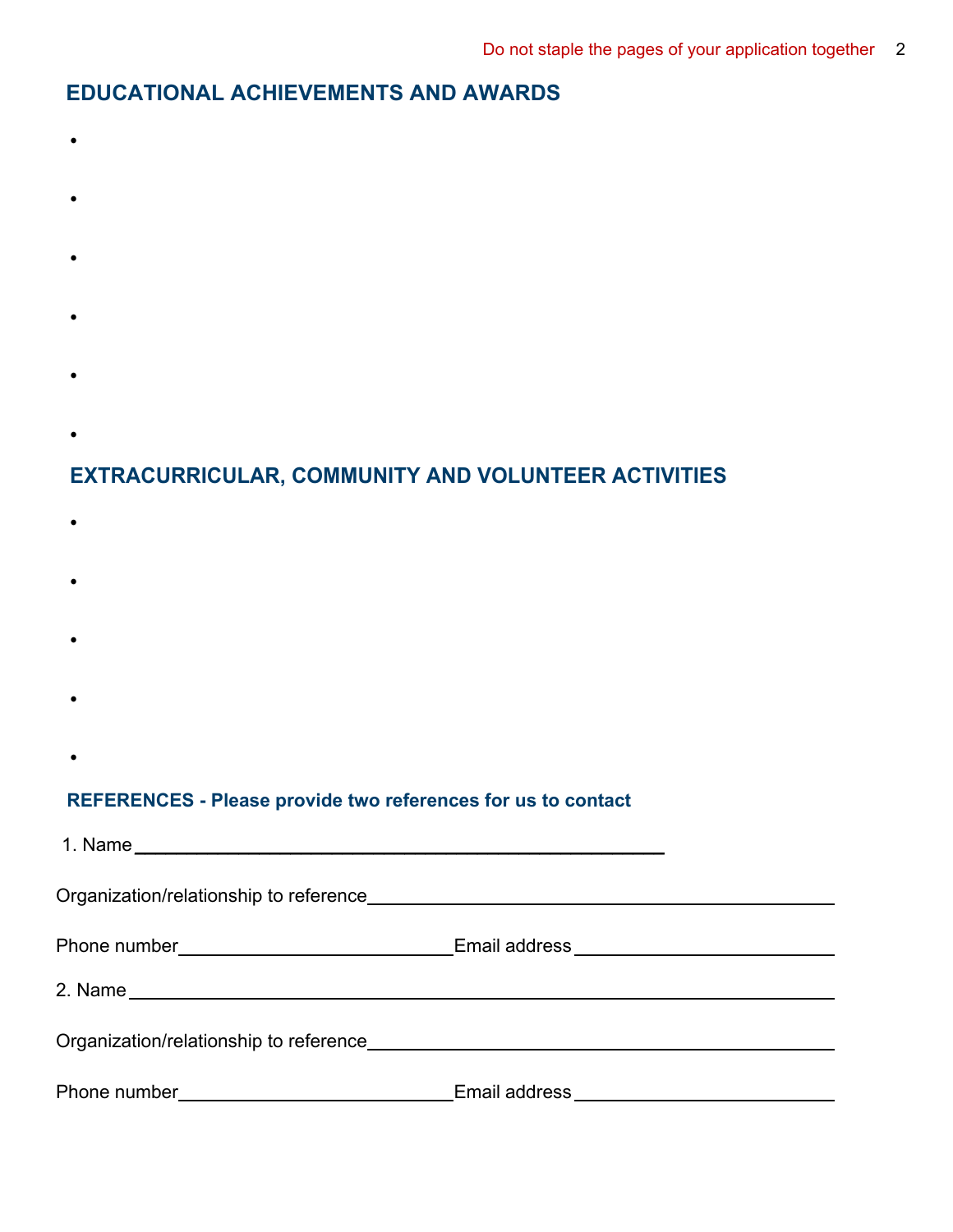## EDUCATIONAL ACHIEVEMENTS AND AWARDS

- 
- 
- 
- 
- 
- 

## EXTRACURRICULAR, COMMUNITY AND VOLUNTEER ACTIVITIES

- 
- 
- 
- 
- 

### REFERENCES - Please provide two references for us to contact

1. Name ______________________________________________

Organization/relationship to reference ________________________________

Phone number _______________________ Email address ____________________

2. Name ______________________________________________

Organization/relationship to reference ________________________________

Phone number _______________________ Email address ____________________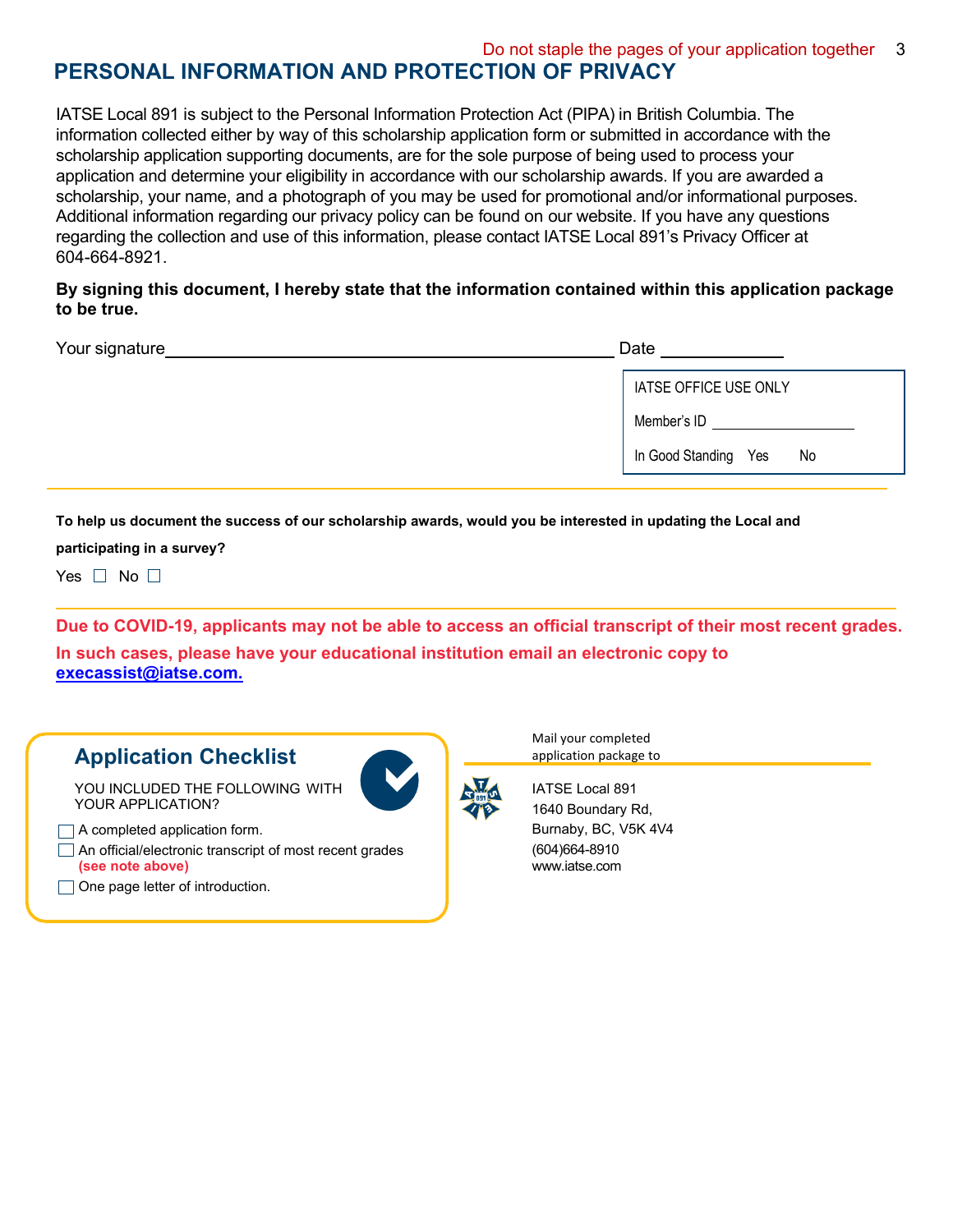Do not staple the pages of your application together

## PERSONAL INFORMATION AND PROTECTION OF PRIVACY

IATSE Local 891 is subject to the Personal Information Protection Act (PIPA) in British Columbia. The information collected either by way of this scholarship application form or submitted in accordance with the scholarship application supporting documents, are for the sole purpose of being used to process your application and determine your eligibility in accordance with our scholarship awards. If you are awarded a scholarship, your name, and a photograph of you may be used for promotional and/or informational purposes. Additional information regarding our privacy policy can be found on our website. If you have any questions regarding the collection and use of this information, please contact IATSE Local 891's Privacy Officer at 604-664-8921.

**By signing this document, I hereby state that the information contained within this application package to be true.**

Your signature\_\_\_\_\_\_\_\_\_\_\_\_\_\_\_\_\_\_\_\_\_\_\_\_\_\_\_\_\_\_\_\_\_\_\_\_\_\_\_\_ Date \_\_\_\_\_\_\_\_\_\_\_\_

IATSE OFFICE USE ONLY

Member's ID \_\_\_\_\_\_\_\_\_\_\_\_\_\_\_\_

In Good Standing Yes No

---

**To help us document the success of our scholarship awards, would you be interested in updating the Local and participating in a survey?**

Yes ☐ No ☐

---

**Due to COVID-19, applicants may not be able to access an official transcript of their most recent grades. In such cases, please have your educational institution email an electronic copy to execassist@iatse.com.**

### Application Checklist

YOU INCLUDED THE FOLLOWING WITH YOUR APPLICATION?

- ☐ A completed application form.
- ☐ An official/electronic transcript of most recent grades **(see note above)**
- ☐ One page letter of introduction.

Mail your completed application package to

IATSE Local 891
1640 Boundary Rd,
Burnaby, BC, V5K 4V4
(604)664-8910
www.iatse.com